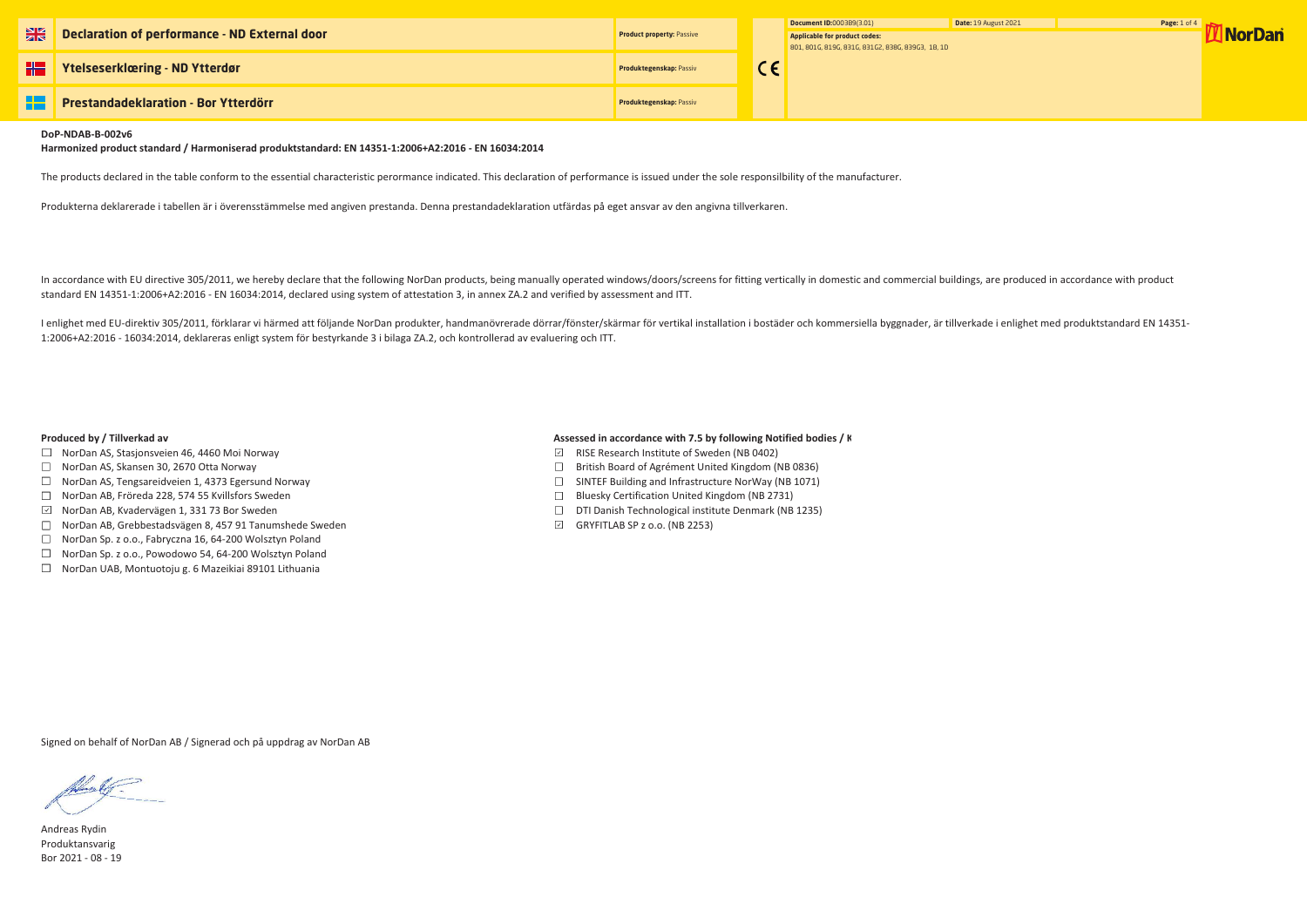# Declaration of performance - ND External door

**Product property:** Passive

# Ytelseserklæring - ND Ytterdør

**Produktegenskap:** Passiv

# Prestandadeklaration - Bor Ytterdörr

**Produktegenskap:** Passiv

CE

**Document ID:** 000389(3.01) **Date:** 19 August 2021

**Applicable for product codes:**
801, 801G, 819G, 831G, 831G2, 838G, 839G3, 1B, 1D

NorDan

**DoP-NDAB-B-002v6**

**Harmonized product standard / Harmoniserad produktstandard: EN 14351-1:2006+A2:2016 - EN 16034:2014**

The products declared in the table conform to the essential characteristic perormance indicated. This declaration of performance is issued under the sole responsilbility of the manufacturer.

Produkterna deklarerade i tabellen är i överensstämmelse med angiven prestanda. Denna prestandadeklaration utfärdas på eget ansvar av den angivna tillverkaren.

In accordance with EU directive 305/2011, we hereby declare that the following NorDan products, being manually operated windows/doors/screens for fitting vertically in domestic and commercial buildings, are produced in accordance with product standard EN 14351-1:2006+A2:2016 - EN 16034:2014, declared using system of attestation 3, in annex ZA.2 and verified by assessment and ITT.

I enlighet med EU-direktiv 305/2011, förklarar vi härmed att följande NorDan produkter, handmanövrerade dörrar/fönster/skärmar för vertikal installation i bostäder och kommersiella byggnader, är tillverkade i enlighet med produktstandard EN 14351-1:2006+A2:2016 - 16034:2014, deklareras enligt system för bestyrkande 3 i bilaga ZA.2, och kontrollerad av evaluering och ITT.

**Produced by / Tillverkad av**

- ☐ NorDan AS, Stasjonsveien 46, 4460 Moi Norway
- ☐ NorDan AS, Skansen 30, 2670 Otta Norway
- ☐ NorDan AS, Tengsareidveien 1, 4373 Egersund Norway
- ☐ NorDan AB, Fröreda 228, 574 55 Kvillsfors Sweden
- ☑ NorDan AB, Kvadervägen 1, 331 73 Bor Sweden
- ☐ NorDan AB, Grebbestadsvägen 8, 457 91 Tanumshede Sweden
- ☐ NorDan Sp. z o.o., Fabryczna 16, 64-200 Wolsztyn Poland
- ☐ NorDan Sp. z o.o., Powodowo 54, 64-200 Wolsztyn Poland
- ☐ NorDan UAB, Montuotoju g. 6 Mazeikiai 89101 Lithuania

**Assessed in accordance with 7.5 by following Notified bodies / K**

- ☑ RISE Research Institute of Sweden (NB 0402)
- ☐ British Board of Agrément United Kingdom (NB 0836)
- ☐ SINTEF Building and Infrastructure NorWay (NB 1071)
- ☐ Bluesky Certification United Kingdom (NB 2731)
- ☐ DTI Danish Technological institute Denmark (NB 1235)
- ☑ GRYFITLAB SP z o.o. (NB 2253)

Signed on behalf of NorDan AB / Signerad och på uppdrag av NorDan AB

Andreas Rydin
Produktansvarig
Bor 2021 - 08 - 19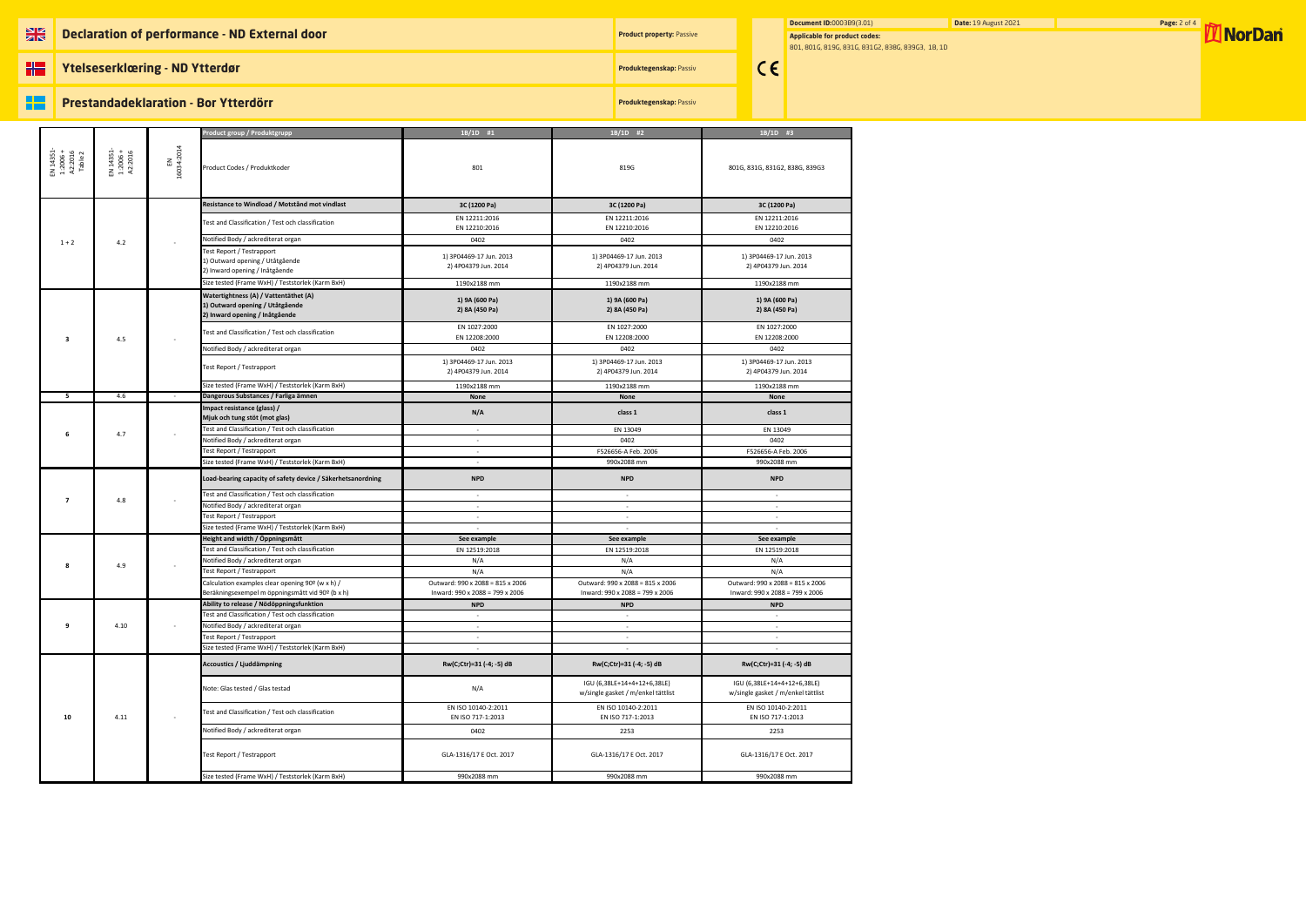# Declaration of performance - ND External door

**Product property:** Passive

## Ytelseserklæring - ND Ytterdør

**Produktegenskap:** Passiv

## Prestandadeklaration - Bor Ytterdörr

**Produktegenskap:** Passiv

**Document ID:** 0003B9(3.01)
**Date:** 19 August 2021
**Applicable for product codes:**
801, 801G, 819G, 831G, 831G2, 838G, 839G3, 1B, 1D

| EN 14351-1:2006 + A2:2016 Table 2 | EN 14351-1:2006 + A2:2016 | EN 16034:2014 | Product group / Produktgrupp | 1B/1D #1 | 1B/1D #2 | 1B/1D #3 |
|---|---|---|---|---|---|---|
| | | | Product Codes / Produktkoder | 801 | 819G | 801G, 831G, 831G2, 838G, 839G3 |
| 1 + 2 | 4.2 | - | **Resistance to Windload / Motstånd mot vindlast** | **3C (1200 Pa)** | **3C (1200 Pa)** | **3C (1200 Pa)** |
| | | | Test and Classification / Test och classification | EN 12211:2016<br>EN 12210:2016 | EN 12211:2016<br>EN 12210:2016 | EN 12211:2016<br>EN 12210:2016 |
| | | | Notified Body / ackrediterat organ | 0402 | 0402 | 0402 |
| | | | Test Report / Testrapport<br>1) Outward opening / Utåtgående<br>2) Inward opening / Inåtgående | 1) 3P04469-17 Jun. 2013<br>2) 4P04379 Jun. 2014 | 1) 3P04469-17 Jun. 2013<br>2) 4P04379 Jun. 2014 | 1) 3P04469-17 Jun. 2013<br>2) 4P04379 Jun. 2014 |
| | | | Size tested (Frame WxH) / Teststorlek (Karm BxH) | 1190x2188 mm | 1190x2188 mm | 1190x2188 mm |
| 3 | 4.5 | - | **Watertightness (A) / Vattentäthet (A)<br>1) Outward opening / Utåtgående<br>2) Inward opening / Inåtgående** | **1) 9A (600 Pa)<br>2) 8A (450 Pa)** | **1) 9A (600 Pa)<br>2) 8A (450 Pa)** | **1) 9A (600 Pa)<br>2) 8A (450 Pa)** |
| | | | Test and Classification / Test och classification | EN 1027:2000<br>EN 12208:2000 | EN 1027:2000<br>EN 12208:2000 | EN 1027:2000<br>EN 12208:2000 |
| | | | Notified Body / ackrediterat organ | 0402 | 0402 | 0402 |
| | | | Test Report / Testrapport | 1) 3P04469-17 Jun. 2013<br>2) 4P04379 Jun. 2014 | 1) 3P04469-17 Jun. 2013<br>2) 4P04379 Jun. 2014 | 1) 3P04469-17 Jun. 2013<br>2) 4P04379 Jun. 2014 |
| | | | Size tested (Frame WxH) / Teststorlek (Karm BxH) | 1190x2188 mm | 1190x2188 mm | 1190x2188 mm |
| 5 | 4.6 | - | **Dangerous Substances / Farliga ämnen** | **None** | **None** | **None** |
| 6 | 4.7 | - | **Impact resistance (glass) / Mjuk och tung stöt (mot glas)** | **N/A** | **class 1** | **class 1** |
| | | | Test and Classification / Test och classification | - | EN 13049 | EN 13049 |
| | | | Notified Body / ackrediterat organ | - | 0402 | 0402 |
| | | | Test Report / Testrapport | - | F526656-A Feb. 2006 | F526656-A Feb. 2006 |
| | | | Size tested (Frame WxH) / Teststorlek (Karm BxH) | - | 990x2088 mm | 990x2088 mm |
| 7 | 4.8 | - | **Load-bearing capacity of safety device / Säkerhetsanordning** | **NPD** | **NPD** | **NPD** |
| | | | Test and Classification / Test och classification | - | - | - |
| | | | Notified Body / ackrediterat organ | - | - | - |
| | | | Test Report / Testrapport | - | - | - |
| | | | Size tested (Frame WxH) / Teststorlek (Karm BxH) | - | - | - |
| 8 | 4.9 | - | **Height and width / Öppningsmått** | **See example** | **See example** | **See example** |
| | | | Test and Classification / Test och classification | EN 12519:2018 | EN 12519:2018 | EN 12519:2018 |
| | | | Notified Body / ackrediterat organ | N/A | N/A | N/A |
| | | | Test Report / Testrapport | N/A | N/A | N/A |
| | | | Calculation examples clear opening 90º (w x h) /<br>Beräkningsexempel m öppningsmått vid 90º (b x h) | Outward: 990 x 2088 = 815 x 2006<br>Inward: 990 x 2088 = 799 x 2006 | Outward: 990 x 2088 = 815 x 2006<br>Inward: 990 x 2088 = 799 x 2006 | Outward: 990 x 2088 = 815 x 2006<br>Inward: 990 x 2088 = 799 x 2006 |
| 9 | 4.10 | - | **Ability to release / Nödöppningsfunktion** | **NPD** | **NPD** | **NPD** |
| | | | Test and Classification / Test och classification | - | - | - |
| | | | Notified Body / ackrediterat organ | - | - | - |
| | | | Test Report / Testrapport | - | - | - |
| | | | Size tested (Frame WxH) / Teststorlek (Karm BxH) | - | - | - |
| 10 | 4.11 | - | **Accoustics / Ljuddämpning** | **Rw(C;Ctr)=31 (-4; -5) dB** | **Rw(C;Ctr)=31 (-4; -5) dB** | **Rw(C;Ctr)=31 (-4; -5) dB** |
| | | | Note: Glas tested / Glas testad | N/A | IGU (6,38LE+14+4+12+6,38LE)<br>w/single gasket / m/enkel tättlist | IGU (6,38LE+14+4+12+6,38LE)<br>w/single gasket / m/enkel tättlist |
| | | | Test and Classification / Test och classification | EN ISO 10140-2:2011<br>EN ISO 717-1:2013 | EN ISO 10140-2:2011<br>EN ISO 717-1:2013 | EN ISO 10140-2:2011<br>EN ISO 717-1:2013 |
| | | | Notified Body / ackrediterat organ | 0402 | 2253 | 2253 |
| | | | Test Report / Testrapport | GLA-1316/17 E Oct. 2017 | GLA-1316/17 E Oct. 2017 | GLA-1316/17 E Oct. 2017 |
| | | | Size tested (Frame WxH) / Teststorlek (Karm BxH) | 990x2088 mm | 990x2088 mm | 990x2088 mm |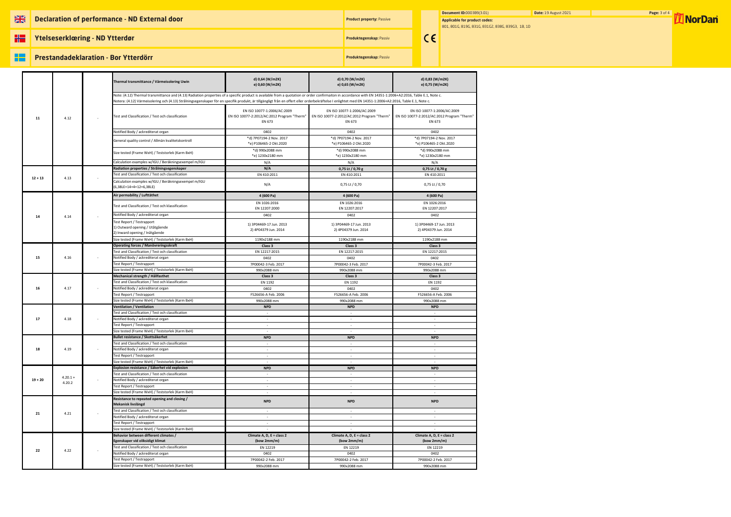# Declaration of performance - ND External door

**Product property:** Passive

# Ytelseserklæring - ND Ytterdør

**Produktegenskap:** Passiv

# Prestandadeklaration - Bor Ytterdörr

**Produktegenskap:** Passiv

**Document ID:** 000389(3.01) **Date:** 19 August 2021

**Applicable for product codes:**
801, 801G, 819G, 831G, 831G2, 838G, 839G3, 1B, 1D

| | | | | | | |
|---|---|---|---|---|---|---|
| 11 | 4.12 | - | **Thermal transmittance / Värmeisolering Uwin** | d) 0,64 (W/m2K)<br>e) 0,60 (W/m2K) | d) 0,70 (W/m2K)<br>e) 0,65 (W/m2K) | d) 0,83 (W/m2K)<br>e) 0,75 (W/m2K) |
| | | | Note: (4.12) Thermal transmittance and (4.13) Radiation properties of a specific product is available from a quotation or order confirmaiton in accordance with EN 14351-1:2006+A2:2016, Table E.1, Note c.<br>Notera: (4.12) Värmeisolering och (4.13) Strålningsegenskaper för en specifik produkt, är tillgängligt från en offert eller orderbekräftelse I enlighet med EN 14351-1:2006+A2:2016, Table E.1, Note c. | | | |
| | | | Test and Classification / Test och classification | EN ISO 10077-1:2006/AC:2009<br>EN ISO 10077-2:2012/AC:2012 Program "Therm"<br>EN 673 | EN ISO 10077-1:2006/AC:2009<br>EN ISO 10077-2:2012/AC:2012 Program "Therm"<br>EN 673 | EN ISO 10077-1:2006/AC:2009<br>EN ISO 10077-2:2012/AC:2012 Program "Therm"<br>EN 673 |
| | | | Notified Body / ackrediterat organ | 0402 | 0402 | 0402 |
| | | | General quality control / Allmän kvalitetskontroll | *d) 7P07194-2 Nov. 2017<br>*e) P106465-2 Okt.2020 | *d) 7P07194-2 Nov. 2017<br>*e) P106465-2 Okt.2020 | *d) 7P07194-2 Nov. 2017<br>*e) P106465-2 Okt.2020 |
| | | | Size tested (Frame WxH) / Teststorlek (Karm BxH) | *d) 990x2088 mm<br>*e) 1230x2180 mm | *d) 990x2088 mm<br>*e) 1230x2180 mm | *d) 990x2088 mm<br>*e) 1230x2180 mm |
| | | | Calculation examples w/IGU / Beräkningsexempel m/IGU | N/A | N/A | N/A |
| 12 + 13 | 4.13 | - | **Radiation properties / Strålningsegenskaper** | **N/A** | **0,75 Lt / 0,70 g** | **0,75 Lt / 0,70 g** |
| | | | Test and Classification / Test och classification | EN 410:2011 | EN 410:2011 | EN 410:2011 |
| | | | Calculation examples w/IGU / Beräkningsexempel m/IGU (6,38LE+14+4+12+6,38LE) | N/A | 0,75 Lt / 0,70 | 0,75 Lt / 0,70 |
| 14 | 4.14 | - | **Air permability / Lufttäthet** | **4 (600 Pa)** | **4 (600 Pa)** | **4 (600 Pa)** |
| | | | Test and Classification / Test och klassification | EN 1026:2016<br>EN 12207:2000 | EN 1026:2016<br>EN 12207:2017 | EN 1026:2016<br>EN 12207:2017 |
| | | | Notified Body / ackrediterat organ | 0402 | 0402 | 0402 |
| | | | Test Report / Testrapport<br>1) Outward opening / Utåtgående<br>2) Inward opening / Inåtgående | 1) 3P04469-17 Jun. 2013<br>2) 4P04379 Jun. 2014 | 1) 3P04469-17 Jun. 2013<br>2) 4P04379 Jun. 2014 | 1) 3P04469-17 Jun. 2013<br>2) 4P04379 Jun. 2014 |
| | | | Size tested (Frame WxH) / Teststorlek (Karm BxH) | 1190x2188 mm | 1190x2188 mm | 1190x2188 mm |
| 15 | 4.16 | - | **Operating forces / Manövreringsskraft** | **Class 3** | **Class 3** | **Class 3** |
| | | | Test and Classification / Test och classification | EN 12217:2015 | EN 12217:2015 | EN 12217:2015 |
| | | | Notified Body / ackrediterat organ | 0402 | 0402 | 0402 |
| | | | Test Report / Testrapport | 7P00042-3 Feb. 2017 | 7P00042-3 Feb. 2017 | 7P00042-3 Feb. 2017 |
| | | | Size tested (Frame WxH) / Teststorlek (Karm BxH) | 990x2088 mm | 990x2088 mm | 990x2088 mm |
| 16 | 4.17 | - | **Mechanical strength / Hållfasthet** | **Class 3** | **Class 3** | **Class 3** |
| | | | Test and Classification / Test och klassification | EN 1192 | EN 1192 | EN 1192 |
| | | | Notified Body / ackrediterat organ | 0402 | 0402 | 0402 |
| | | | Test Report / Testrapport | F526656-A Feb. 2006 | F526656-A Feb. 2006 | F526656-A Feb. 2006 |
| | | | Size tested (Frame WxH) / Teststorlek (Karm BxH) | 990x2088 mm | 990x2088 mm | 990x2088 mm |
| 17 | 4.18 | - | **Ventilation / Ventilation** | **NPD** | **NPD** | **NPD** |
| | | | Test and Classification / Test och classification | - | - | - |
| | | | Notified Body / ackrediterat organ | - | - | - |
| | | | Test Report / Testrapport | - | - | - |
| | | | Size tested (Frame WxH) / Teststorlek (Karm BxH) | - | - | - |
| 18 | 4.19 | - | **Bullet resistance / Skottsäkerhet** | **NPD** | **NPD** | **NPD** |
| | | | Test and Classification / Test och classification | - | - | - |
| | | | Notified Body / ackrediterat organ | - | - | - |
| | | | Test Report / Testrapport | - | - | - |
| | | | Size tested (Frame WxH) / Teststorlek (Karm BxH) | - | - | - |
| 19 + 20 | 4.20.1 + 4.20.2 | - | **Explosion resistance / Säkerhet vid explosion** | **NPD** | **NPD** | **NPD** |
| | | | Test and Classification / Test och classification | - | - | - |
| | | | Notified Body / ackrediterat organ | - | - | - |
| | | | Test Report / Testrapport | - | - | - |
| | | | Size tested (Frame WxH) / Teststorlek (Karm BxH) | - | - | - |
| 21 | 4.21 | - | **Resistance to repeated opening and closing / Mekanisk livslängd** | **NPD** | **NPD** | **NPD** |
| | | | Test and Classification / Test och classification | - | - | - |
| | | | Notified Body / ackrediterat organ | - | - | - |
| | | | Test Report / Testrapport | - | - | - |
| | | | Size tested (Frame WxH) / Teststorlek (Karm BxH) | - | - | - |
| 22 | 4.22 | - | **Behavior between different climates / Egenskaper vid olikisidigt klimat** | **Climate A, D, E = class 2 (bow 2mm/m)** | **Climate A, D, E = class 2 (bow 2mm/m)** | **Climate A, D, E = class 2 (bow 2mm/m)** |
| | | | Test and Classification / Test och classification | EN 12219 | EN 12219 | EN 12219 |
| | | | Notified Body / ackrediterat organ | 0402 | 0402 | 0402 |
| | | | Test Report / Testrapport | 7P00042-2 Feb. 2017 | 7P00042-2 Feb. 2017 | 7P00042-2 Feb. 2017 |
| | | | Size tested (Frame WxH) / Teststorlek (Karm BxH) | 990x2088 mm | 990x2088 mm | 990x2088 mm |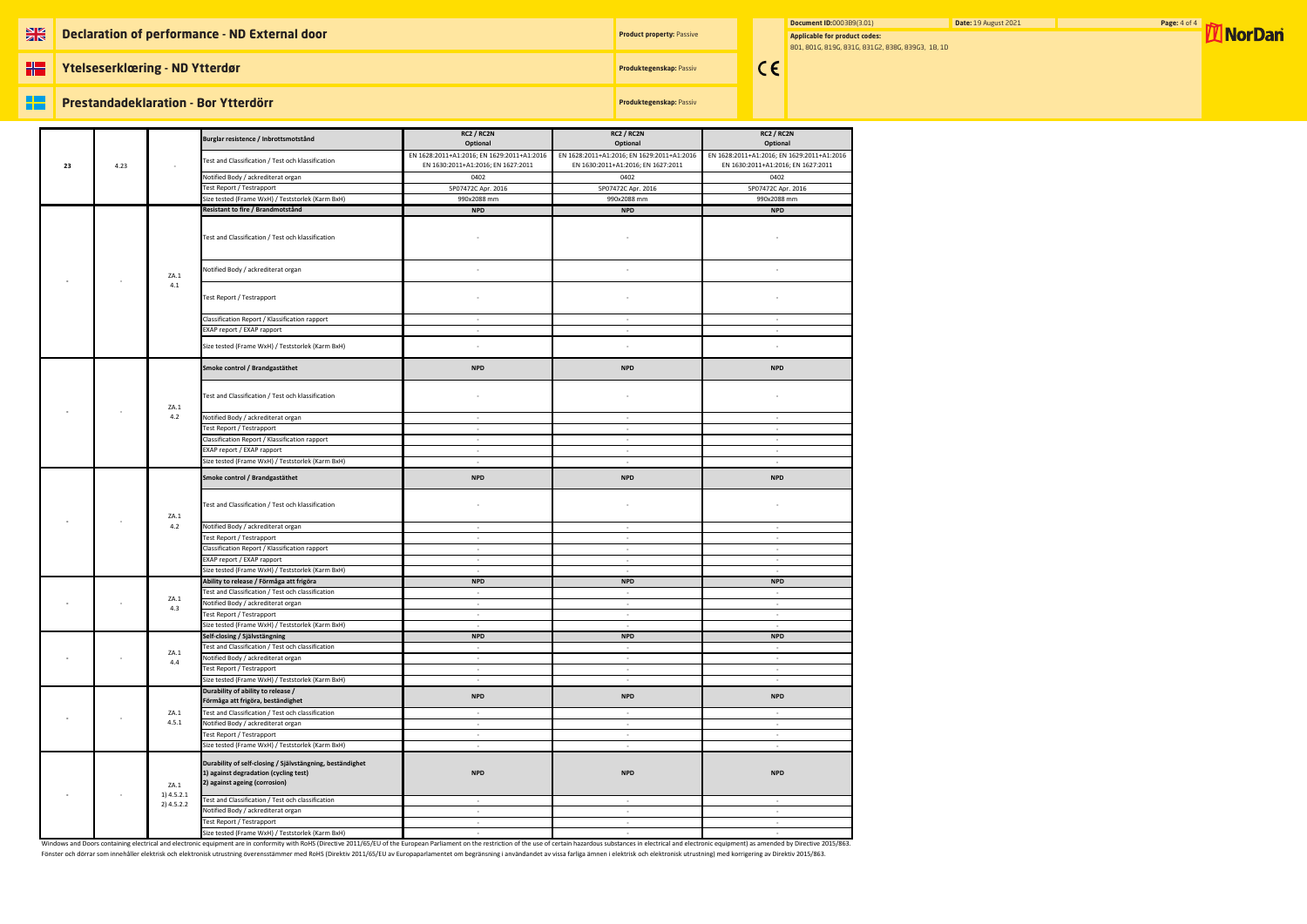# Declaration of performance - ND External door

**Product property:** Passive

# Ytelseserklæring - ND Ytterdør

**Produktegenskap:** Passiv

# Prestandadeklaration - Bor Ytterdörr

**Produktegenskap:** Passiv

**Document ID:** 000389(3.01) **Date:** 19 August 2021

**Applicable for product codes:** 801, 801G, 819G, 831G, 831G2, 838G, 839G3, 1B, 1D

| | | | | | | |
|---|---|---|---|---|---|---|
| 23 | 4.23 | - | **Burglar resistence / Inbrottsmotstånd** | **RC2 / RC2N Optional** | **RC2 / RC2N Optional** | **RC2 / RC2N Optional** |
| | | | Test and Classification / Test och klassification | EN 1628:2011+A1:2016; EN 1629:2011+A1:2016 EN 1630:2011+A1:2016; EN 1627:2011 | EN 1628:2011+A1:2016; EN 1629:2011+A1:2016 EN 1630:2011+A1:2016; EN 1627:2011 | EN 1628:2011+A1:2016; EN 1629:2011+A1:2016 EN 1630:2011+A1:2016; EN 1627:2011 |
| | | | Notified Body / ackrediterat organ | 0402 | 0402 | 0402 |
| | | | Test Report / Testrapport | 5P07472C Apr. 2016 | 5P07472C Apr. 2016 | 5P07472C Apr. 2016 |
| | | | Size tested (Frame WxH) / Teststorlek (Karm BxH) | 990x2088 mm | 990x2088 mm | 990x2088 mm |
| - | - | ZA.1 4.1 | **Resistant to fire / Brandmotstånd** | **NPD** | **NPD** | **NPD** |
| | | | Test and Classification / Test och klassification | - | - | - |
| | | | Notified Body / ackrediterat organ | - | - | - |
| | | | Test Report / Testrapport | - | - | - |
| | | | Classification Report / Klassification rapport | - | - | - |
| | | | EXAP report / EXAP rapport | - | - | - |
| | | | Size tested (Frame WxH) / Teststorlek (Karm BxH) | - | - | - |
| - | - | ZA.1 4.2 | **Smoke control / Brandgastäthet** | **NPD** | **NPD** | **NPD** |
| | | | Test and Classification / Test och klassification | - | - | - |
| | | | Notified Body / ackrediterat organ | - | - | - |
| | | | Test Report / Testrapport | - | - | - |
| | | | Classification Report / Klassification rapport | - | - | - |
| | | | EXAP report / EXAP rapport | - | - | - |
| | | | Size tested (Frame WxH) / Teststorlek (Karm BxH) | - | - | - |
| - | - | ZA.1 4.2 | **Smoke control / Brandgastäthet** | **NPD** | **NPD** | **NPD** |
| | | | Test and Classification / Test och klassification | - | - | - |
| | | | Notified Body / ackrediterat organ | - | - | - |
| | | | Test Report / Testrapport | - | - | - |
| | | | Classification Report / Klassification rapport | - | - | - |
| | | | EXAP report / EXAP rapport | - | - | - |
| | | | Size tested (Frame WxH) / Teststorlek (Karm BxH) | - | - | - |
| - | - | ZA.1 4.3 | **Ability to release / Förmåga att frigöra** | **NPD** | **NPD** | **NPD** |
| | | | Test and Classification / Test och classification | - | - | - |
| | | | Notified Body / ackrediterat organ | - | - | - |
| | | | Test Report / Testrapport | - | - | - |
| | | | Size tested (Frame WxH) / Teststorlek (Karm BxH) | - | - | - |
| - | - | ZA.1 4.4 | **Self-closing / Självstängning** | **NPD** | **NPD** | **NPD** |
| | | | Test and Classification / Test och classification | - | - | - |
| | | | Notified Body / ackrediterat organ | - | - | - |
| | | | Test Report / Testrapport | - | - | - |
| | | | Size tested (Frame WxH) / Teststorlek (Karm BxH) | - | - | - |
| - | - | ZA.1 4.5.1 | **Durability of ability to release / Förmåga att frigöra, beständighet** | **NPD** | **NPD** | **NPD** |
| | | | Test and Classification / Test och classification | - | - | - |
| | | | Notified Body / ackrediterat organ | - | - | - |
| | | | Test Report / Testrapport | - | - | - |
| | | | Size tested (Frame WxH) / Teststorlek (Karm BxH) | - | - | - |
| - | - | ZA.1 1) 4.5.2.1 2) 4.5.2.2 | **Durability of self-closing / Självstängning, beständighet 1) against degradation (cycling test) 2) against ageing (corrosion)** | **NPD** | **NPD** | **NPD** |
| | | | Test and Classification / Test och classification | - | - | - |
| | | | Notified Body / ackrediterat organ | - | - | - |
| | | | Test Report / Testrapport | - | - | - |
| | | | Size tested (Frame WxH) / Teststorlek (Karm BxH) | - | - | - |

Windows and Doors containing electrical and electronic equipment are in conformity with RoHS (Directive 2011/65/EU of the European Parliament on the restriction of the use of certain hazardous substances in electrical and electronic equipment) as amended by Directive 2015/863.

Fönster och dörrar som innehåller elektrisk och elektronisk utrustning överensstämmer med RoHS (Direktiv 2011/65/EU av Europaparlamentet om begränsning i användandet av vissa farliga ämnen i elektrisk och elektronisk utrustning) med korrigering av Direktiv 2015/863.